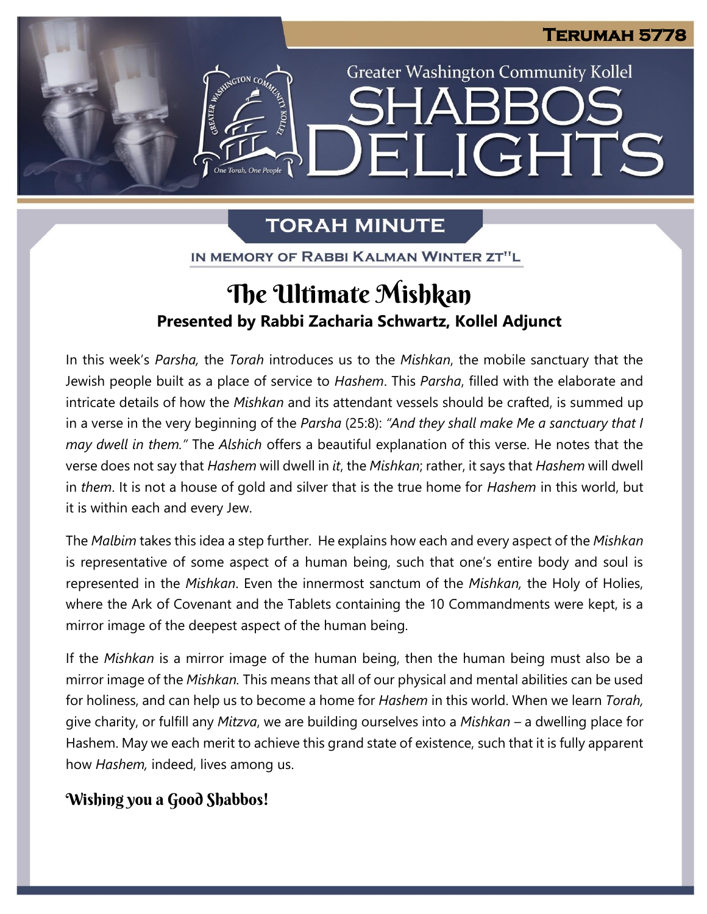TERUMAH 5778

Greater Washington Community Kollel

# SHABBOS DELIGHTS

## TORAH MINUTE

IN MEMORY OF RABBI KALMAN WINTER ZT"L

# The Ultimate Mishkan

**Presented by Rabbi Zacharia Schwartz, Kollel Adjunct**

In this week's *Parsha,* the *Torah* introduces us to the *Mishkan*, the mobile sanctuary that the Jewish people built as a place of service to *Hashem*. This *Parsha*, filled with the elaborate and intricate details of how the *Mishkan* and its attendant vessels should be crafted, is summed up in a verse in the very beginning of the *Parsha* (25:8): *"And they shall make Me a sanctuary that I may dwell in them."* The *Alshich* offers a beautiful explanation of this verse. He notes that the verse does not say that *Hashem* will dwell in *it*, the *Mishkan*; rather, it says that *Hashem* will dwell in *them*. It is not a house of gold and silver that is the true home for *Hashem* in this world, but it is within each and every Jew.

The *Malbim* takes this idea a step further. He explains how each and every aspect of the *Mishkan* is representative of some aspect of a human being, such that one's entire body and soul is represented in the *Mishkan*. Even the innermost sanctum of the *Mishkan,* the Holy of Holies, where the Ark of Covenant and the Tablets containing the 10 Commandments were kept, is a mirror image of the deepest aspect of the human being.

If the *Mishkan* is a mirror image of the human being, then the human being must also be a mirror image of the *Mishkan.* This means that all of our physical and mental abilities can be used for holiness, and can help us to become a home for *Hashem* in this world. When we learn *Torah,* give charity, or fulfill any *Mitzva*, we are building ourselves into a *Mishkan* – a dwelling place for Hashem. May we each merit to achieve this grand state of existence, such that it is fully apparent how *Hashem,* indeed, lives among us.

**Wishing you a Good Shabbos!**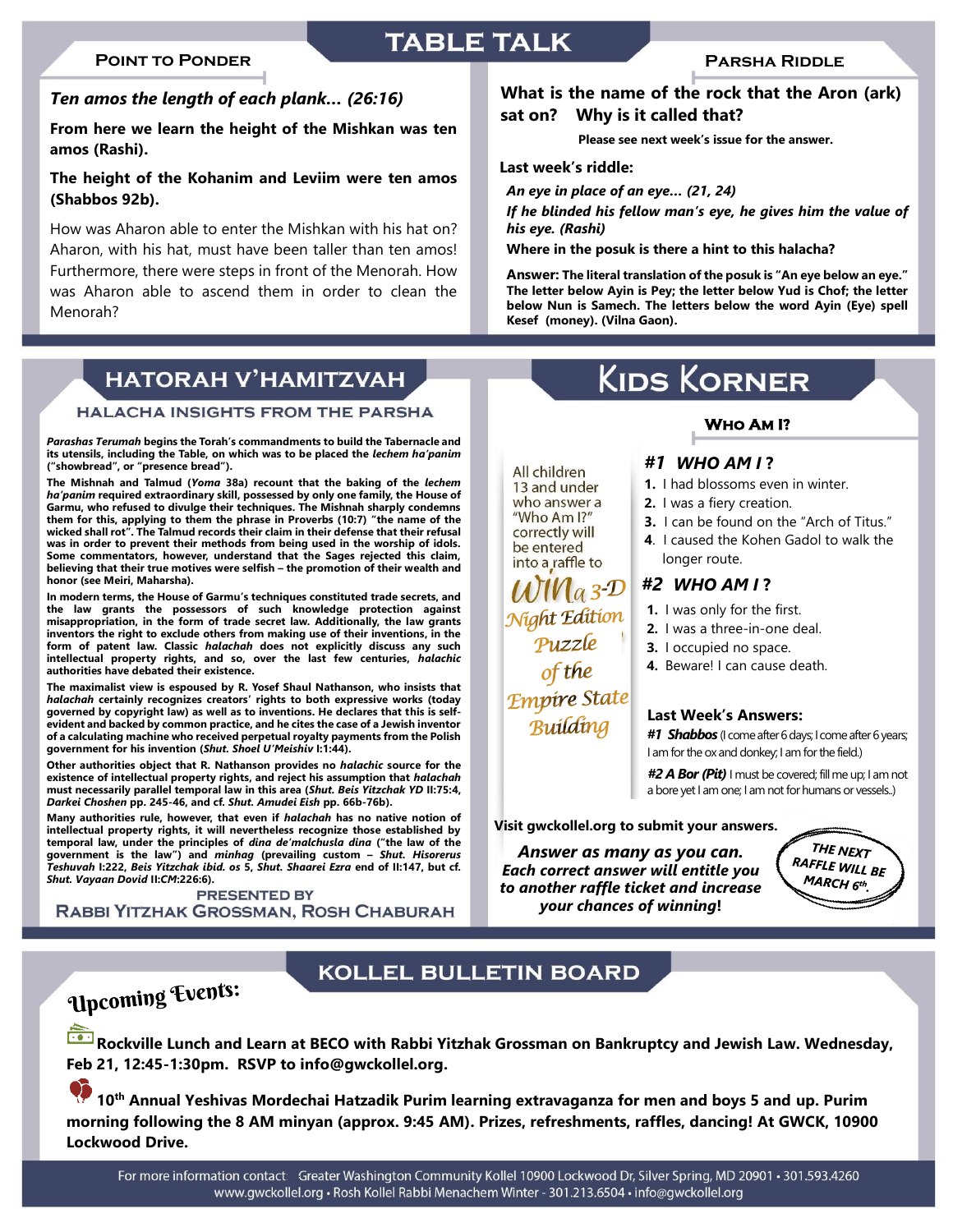# TABLE TALK

## Point to Ponder

***Ten amos the length of each plank... (26:16)***

**From here we learn the height of the Mishkan was ten amos (Rashi).**

**The height of the Kohanim and Leviim were ten amos (Shabbos 92b).**

How was Aharon able to enter the Mishkan with his hat on? Aharon, with his hat, must have been taller than ten amos! Furthermore, there were steps in front of the Menorah. How was Aharon able to ascend them in order to clean the Menorah?

## Parsha Riddle

**What is the name of the rock that the Aron (ark) sat on? Why is it called that?**

**Please see next week's issue for the answer.**

**Last week's riddle:**

***An eye in place of an eye... (21, 24)***

***If he blinded his fellow man's eye, he gives him the value of his eye. (Rashi)***

**Where in the posuk is there a hint to this halacha?**

**Answer: The literal translation of the posuk is "An eye below an eye." The letter below Ayin is Pey; the letter below Yud is Chof; the letter below Nun is Samech. The letters below the word Ayin (Eye) spell Kesef (money). (Vilna Gaon).**

# HATORAH V'HAMITZVAH

## HALACHA INSIGHTS FROM THE PARSHA

***Parashas Terumah* begins the Torah's commandments to build the Tabernacle and its utensils, including the Table, on which was to be placed the *lechem ha'panim* ("showbread", or "presence bread").**

**The Mishnah and Talmud (*Yoma* 38a) recount that the baking of the *lechem ha'panim* required extraordinary skill, possessed by only one family, the House of Garmu, who refused to divulge their techniques. The Mishnah sharply condemns them for this, applying to them the phrase in Proverbs (10:7) "the name of the wicked shall rot". The Talmud records their claim in their defense that their refusal was in order to prevent their methods from being used in the worship of idols. Some commentators, however, understand that the Sages rejected this claim, believing that their true motives were selfish – the promotion of their wealth and honor (see Meiri, Maharsha).**

**In modern terms, the House of Garmu's techniques constituted trade secrets, and the law grants the possessors of such knowledge protection against misappropriation, in the form of trade secret law. Additionally, the law grants inventors the right to exclude others from making use of their inventions, in the form of patent law. Classic *halachah* does not explicitly discuss any such intellectual property rights, and so, over the last few centuries, *halachic* authorities have debated their existence.**

**The maximalist view is espoused by R. Yosef Shaul Nathanson, who insists that *halachah* certainly recognizes creators' rights to both expressive works (today governed by copyright law) as well as to inventions. He declares that this is self-evident and backed by common practice, and he cites the case of a Jewish inventor of a calculating machine who received perpetual royalty payments from the Polish government for his invention (*Shut. Shoel U'Meishiv* I:1:44).**

**Other authorities object that R. Nathanson provides no *halachic* source for the existence of intellectual property rights, and reject his assumption that *halachah* must necessarily parallel temporal law in this area (*Shut. Beis Yitzchak YD* II:75:4, *Darkei Choshen* pp. 245-46, and cf. *Shut. Amudei Eish* pp. 66b-76b).**

**Many authorities rule, however, that even if *halachah* has no native notion of intellectual property rights, it will nevertheless recognize those established by temporal law, under the principles of *dina de'malchusla dina* ("the law of the government is the law") and *minhag* (prevailing custom – *Shut. Hisorerus Teshuvah* I:222, *Beis Yitzchak ibid. os* 5, *Shut. Shaarei Ezra* end of II:147, but cf. *Shut. Vayaan Dovid* II:*CM*:226:6).**

PRESENTED BY
RABBI YITZHAK GROSSMAN, ROSH CHABURAH

# Kids Korner

## Who Am I?

All children 13 and under who answer a "Who Am I?" correctly will be entered into a raffle to *WIN a 3-D Night Edition Puzzle of the Empire State Building*

### #1 WHO AM I?

1. I had blossoms even in winter.
2. I was a fiery creation.
3. I can be found on the "Arch of Titus."
4. I caused the Kohen Gadol to walk the longer route.

### #2 WHO AM I?

1. I was only for the first.
2. I was a three-in-one deal.
3. I occupied no space.
4. Beware! I can cause death.

**Last Week's Answers:**

***#1 Shabbos*** (I come after 6 days; I come after 6 years; I am for the ox and donkey; I am for the field.)

***#2 A Bor (Pit)*** I must be covered; fill me up; I am not a bore yet I am one; I am not for humans or vessels.)

**Visit gwckollel.org to submit your answers.**

***Answer as many as you can. Each correct answer will entitle you to another raffle ticket and increase your chances of winning!***

*THE NEXT RAFFLE WILL BE MARCH 6th.*

# KOLLEL BULLETIN BOARD

## Upcoming Events:

**Rockville Lunch and Learn at BECO with Rabbi Yitzhak Grossman on Bankruptcy and Jewish Law. Wednesday, Feb 21, 12:45-1:30pm. RSVP to info@gwckollel.org.**

**10th Annual Yeshivas Mordechai Hatzadik Purim learning extravaganza for men and boys 5 and up. Purim morning following the 8 AM minyan (approx. 9:45 AM). Prizes, refreshments, raffles, dancing! At GWCK, 10900 Lockwood Drive.**

For more information contact: Greater Washington Community Kollel 10900 Lockwood Dr, Silver Spring, MD 20901 • 301.593.4260
www.gwckollel.org • Rosh Kollel Rabbi Menachem Winter - 301.213.6504 • info@gwckollel.org